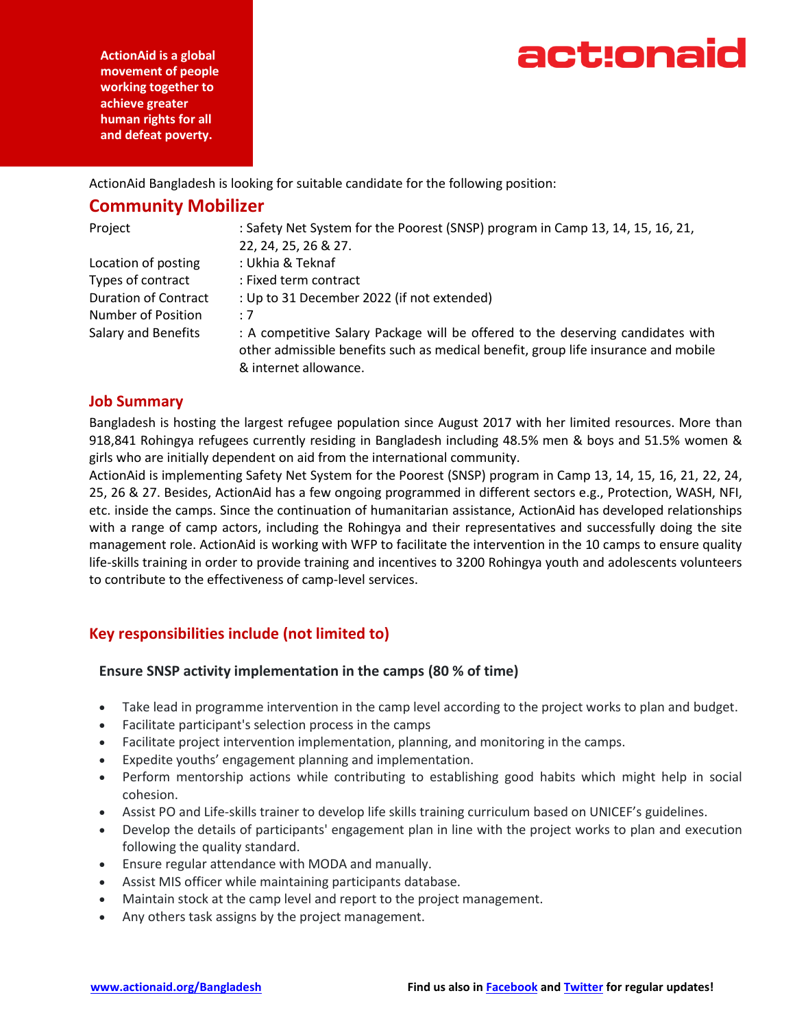ActionAid is a global movement of people working together to achieve greater human rights for all and defeat poverty.

actionaid

ActionAid Bangladesh is looking for suitable candidate for the following position:

## Community Mobilizer

| | |
|---|---|
| Project | : Safety Net System for the Poorest (SNSP) program in Camp 13, 14, 15, 16, 21, 22, 24, 25, 26 & 27. |
| Location of posting | : Ukhia & Teknaf |
| Types of contract | : Fixed term contract |
| Duration of Contract | : Up to 31 December 2022 (if not extended) |
| Number of Position | : 7 |
| Salary and Benefits | : A competitive Salary Package will be offered to the deserving candidates with other admissible benefits such as medical benefit, group life insurance and mobile & internet allowance. |

### Job Summary

Bangladesh is hosting the largest refugee population since August 2017 with her limited resources. More than 918,841 Rohingya refugees currently residing in Bangladesh including 48.5% men & boys and 51.5% women & girls who are initially dependent on aid from the international community.

ActionAid is implementing Safety Net System for the Poorest (SNSP) program in Camp 13, 14, 15, 16, 21, 22, 24, 25, 26 & 27. Besides, ActionAid has a few ongoing programmed in different sectors e.g., Protection, WASH, NFI, etc. inside the camps. Since the continuation of humanitarian assistance, ActionAid has developed relationships with a range of camp actors, including the Rohingya and their representatives and successfully doing the site management role. ActionAid is working with WFP to facilitate the intervention in the 10 camps to ensure quality life-skills training in order to provide training and incentives to 3200 Rohingya youth and adolescents volunteers to contribute to the effectiveness of camp-level services.

### Key responsibilities include (not limited to)

**Ensure SNSP activity implementation in the camps (80 % of time)**

- Take lead in programme intervention in the camp level according to the project works to plan and budget.
- Facilitate participant's selection process in the camps
- Facilitate project intervention implementation, planning, and monitoring in the camps.
- Expedite youths' engagement planning and implementation.
- Perform mentorship actions while contributing to establishing good habits which might help in social cohesion.
- Assist PO and Life-skills trainer to develop life skills training curriculum based on UNICEF's guidelines.
- Develop the details of participants' engagement plan in line with the project works to plan and execution following the quality standard.
- Ensure regular attendance with MODA and manually.
- Assist MIS officer while maintaining participants database.
- Maintain stock at the camp level and report to the project management.
- Any others task assigns by the project management.

www.actionaid.org/Bangladesh Find us also in Facebook and Twitter for regular updates!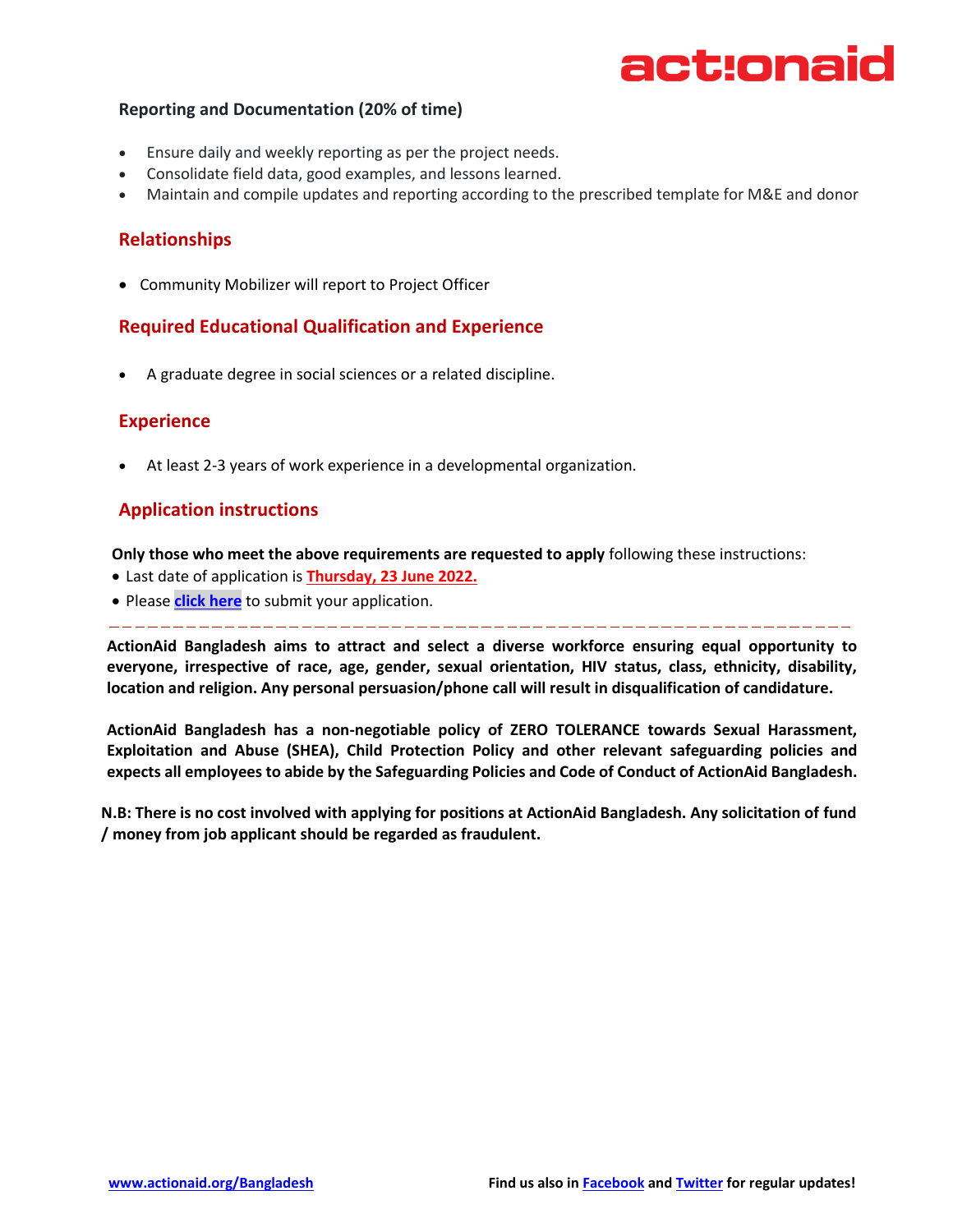**Reporting and Documentation (20% of time)**

- Ensure daily and weekly reporting as per the project needs.
- Consolidate field data, good examples, and lessons learned.
- Maintain and compile updates and reporting according to the prescribed template for M&E and donor

## Relationships

- Community Mobilizer will report to Project Officer

## Required Educational Qualification and Experience

- A graduate degree in social sciences or a related discipline.

## Experience

- At least 2-3 years of work experience in a developmental organization.

## Application instructions

**Only those who meet the above requirements are requested to apply** following these instructions:

- Last date of application is **Thursday, 23 June 2022.**
- Please **click here** to submit your application.

---

**ActionAid Bangladesh aims to attract and select a diverse workforce ensuring equal opportunity to everyone, irrespective of race, age, gender, sexual orientation, HIV status, class, ethnicity, disability, location and religion. Any personal persuasion/phone call will result in disqualification of candidature.**

**ActionAid Bangladesh has a non-negotiable policy of ZERO TOLERANCE towards Sexual Harassment, Exploitation and Abuse (SHEA), Child Protection Policy and other relevant safeguarding policies and expects all employees to abide by the Safeguarding Policies and Code of Conduct of ActionAid Bangladesh.**

**N.B: There is no cost involved with applying for positions at ActionAid Bangladesh. Any solicitation of fund / money from job applicant should be regarded as fraudulent.**